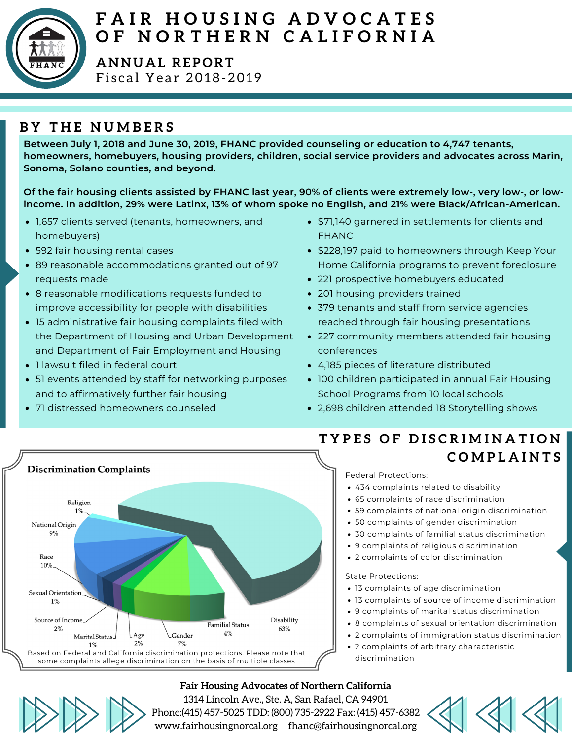# FAIR HOUSING ADVOCATES OF NORTHERN CALIFORNIA

FHANC

## ANNUAL REPORT

Fiscal Year 2018-2019

## BY THE NUMBERS

**Between July 1, 2018 and June 30, 2019, FHANC provided counseling or education to 4,747 tenants, homeowners, homebuyers, housing providers, children, social service providers and advocates across Marin, Sonoma, Solano counties, and beyond.**

**Of the fair housing clients assisted by FHANC last year, 90% of clients were extremely low-, very low-, or low-income. In addition, 29% were Latinx, 13% of whom spoke no English, and 21% were Black/African-American.**

- 1,657 clients served (tenants, homeowners, and homebuyers)
- 592 fair housing rental cases
- 89 reasonable accommodations granted out of 97 requests made
- 8 reasonable modifications requests funded to improve accessibility for people with disabilities
- 15 administrative fair housing complaints filed with the Department of Housing and Urban Development and Department of Fair Employment and Housing
- 1 lawsuit filed in federal court
- 51 events attended by staff for networking purposes and to affirmatively further fair housing
- 71 distressed homeowners counseled
- $71,140 garnered in settlements for clients and FHANC
- $228,197 paid to homeowners through Keep Your Home California programs to prevent foreclosure
- 221 prospective homebuyers educated
- 201 housing providers trained
- 379 tenants and staff from service agencies reached through fair housing presentations
- 227 community members attended fair housing conferences
- 4,185 pieces of literature distributed
- 100 children participated in annual Fair Housing School Programs from 10 local schools
- 2,698 children attended 18 Storytelling shows

## TYPES OF DISCRIMINATION COMPLAINTS

Discrimination Complaints

Religion 1%
National Origin 9%
Race 10%
Sexual Orientation 1%
Source of Income 2%
Marital Status 1%
Age 2%
Gender 7%
Familial Status 4%
Disability 63%

Based on Federal and California discrimination protections. Please note that some complaints allege discrimination on the basis of multiple classes

Federal Protections:

- 434 complaints related to disability
- 65 complaints of race discrimination
- 59 complaints of national origin discrimination
- 50 complaints of gender discrimination
- 30 complaints of familial status discrimination
- 9 complaints of religious discrimination
- 2 complaints of color discrimination

State Protections:

- 13 complaints of age discrimination
- 13 complaints of source of income discrimination
- 9 complaints of marital status discrimination
- 8 complaints of sexual orientation discrimination
- 2 complaints of immigration status discrimination
- 2 complaints of arbitrary characteristic discrimination

**Fair Housing Advocates of Northern California**
1314 Lincoln Ave., Ste. A, San Rafael, CA 94901
Phone:(415) 457-5025 TDD: (800) 735-2922 Fax: (415) 457-6382
www.fairhousingnorcal.org fhanc@fairhousingnorcal.org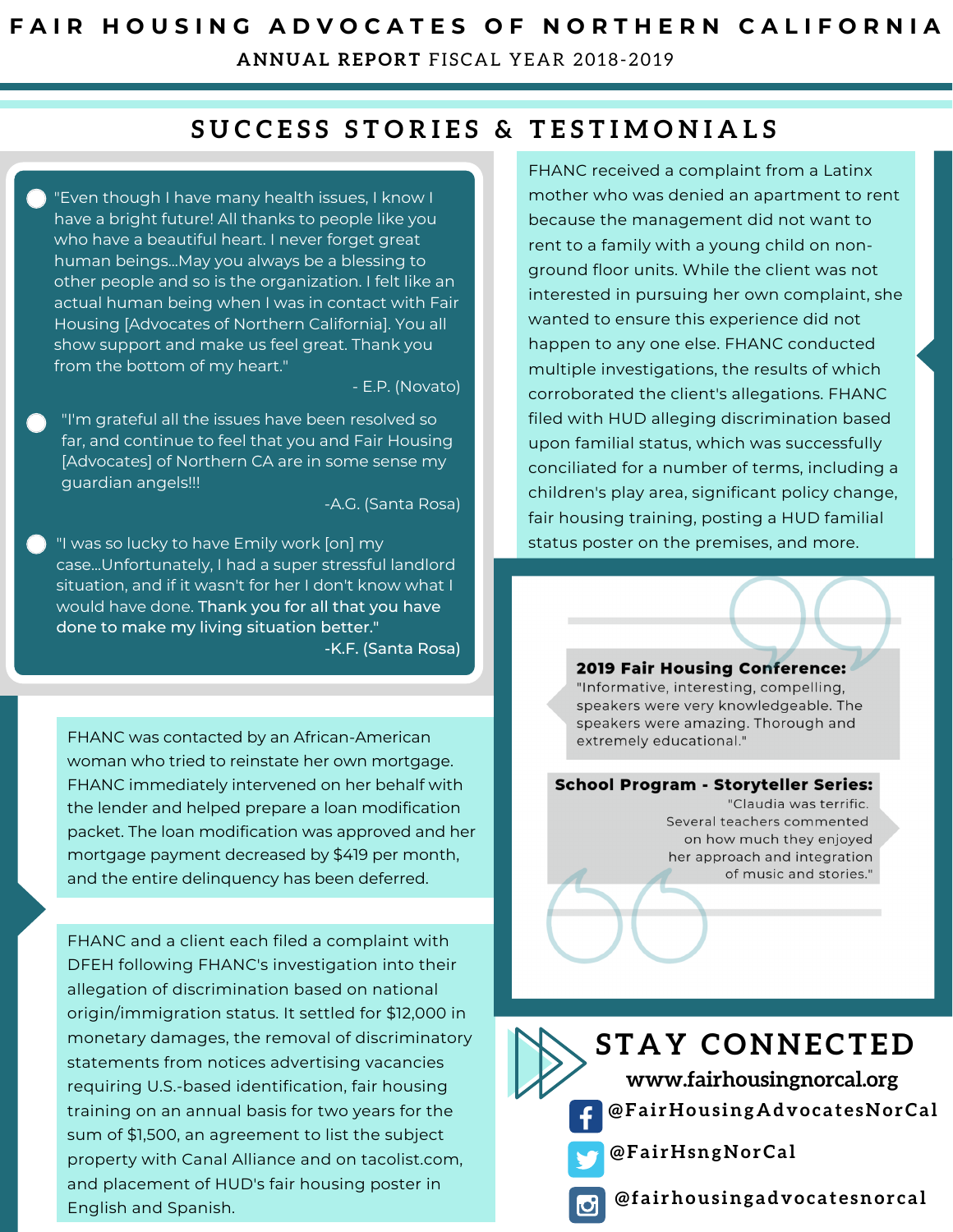# FAIR HOUSING ADVOCATES OF NORTHERN CALIFORNIA

**ANNUAL REPORT** FISCAL YEAR 2018-2019

## SUCCESS STORIES & TESTIMONIALS

"Even though I have many health issues, I know I have a bright future! All thanks to people like you who have a beautiful heart. I never forget great human beings...May you always be a blessing to other people and so is the organization. I felt like an actual human being when I was in contact with Fair Housing [Advocates of Northern California]. You all show support and make us feel great. Thank you from the bottom of my heart."

- E.P. (Novato)

"I'm grateful all the issues have been resolved so far, and continue to feel that you and Fair Housing [Advocates] of Northern CA are in some sense my guardian angels!!!

-A.G. (Santa Rosa)

"I was so lucky to have Emily work [on] my case...Unfortunately, I had a super stressful landlord situation, and if it wasn't for her I don't know what I would have done. **Thank you for all that you have done to make my living situation better."**

-K.F. (Santa Rosa)

FHANC was contacted by an African-American woman who tried to reinstate her own mortgage. FHANC immediately intervened on her behalf with the lender and helped prepare a loan modification packet. The loan modification was approved and her mortgage payment decreased by $419 per month, and the entire delinquency has been deferred.

FHANC and a client each filed a complaint with DFEH following FHANC's investigation into their allegation of discrimination based on national origin/immigration status. It settled for $12,000 in monetary damages, the removal of discriminatory statements from notices advertising vacancies requiring U.S.-based identification, fair housing training on an annual basis for two years for the sum of $1,500, an agreement to list the subject property with Canal Alliance and on tacolist.com, and placement of HUD's fair housing poster in English and Spanish.

FHANC received a complaint from a Latinx mother who was denied an apartment to rent because the management did not want to rent to a family with a young child on non-ground floor units. While the client was not interested in pursuing her own complaint, she wanted to ensure this experience did not happen to any one else. FHANC conducted multiple investigations, the results of which corroborated the client's allegations. FHANC filed with HUD alleging discrimination based upon familial status, which was successfully conciliated for a number of terms, including a children's play area, significant policy change, fair housing training, posting a HUD familial status poster on the premises, and more.

**2019 Fair Housing Conference:** "Informative, interesting, compelling, speakers were very knowledgeable. The speakers were amazing. Thorough and extremely educational."

**School Program - Storyteller Series:** "Claudia was terrific. Several teachers commented on how much they enjoyed her approach and integration of music and stories."

## STAY CONNECTED

**www.fairhousingnorcal.org**

@FairHousingAdvocatesNorCal

@FairHsngNorCal

@fairhousingadvocatesnorcal